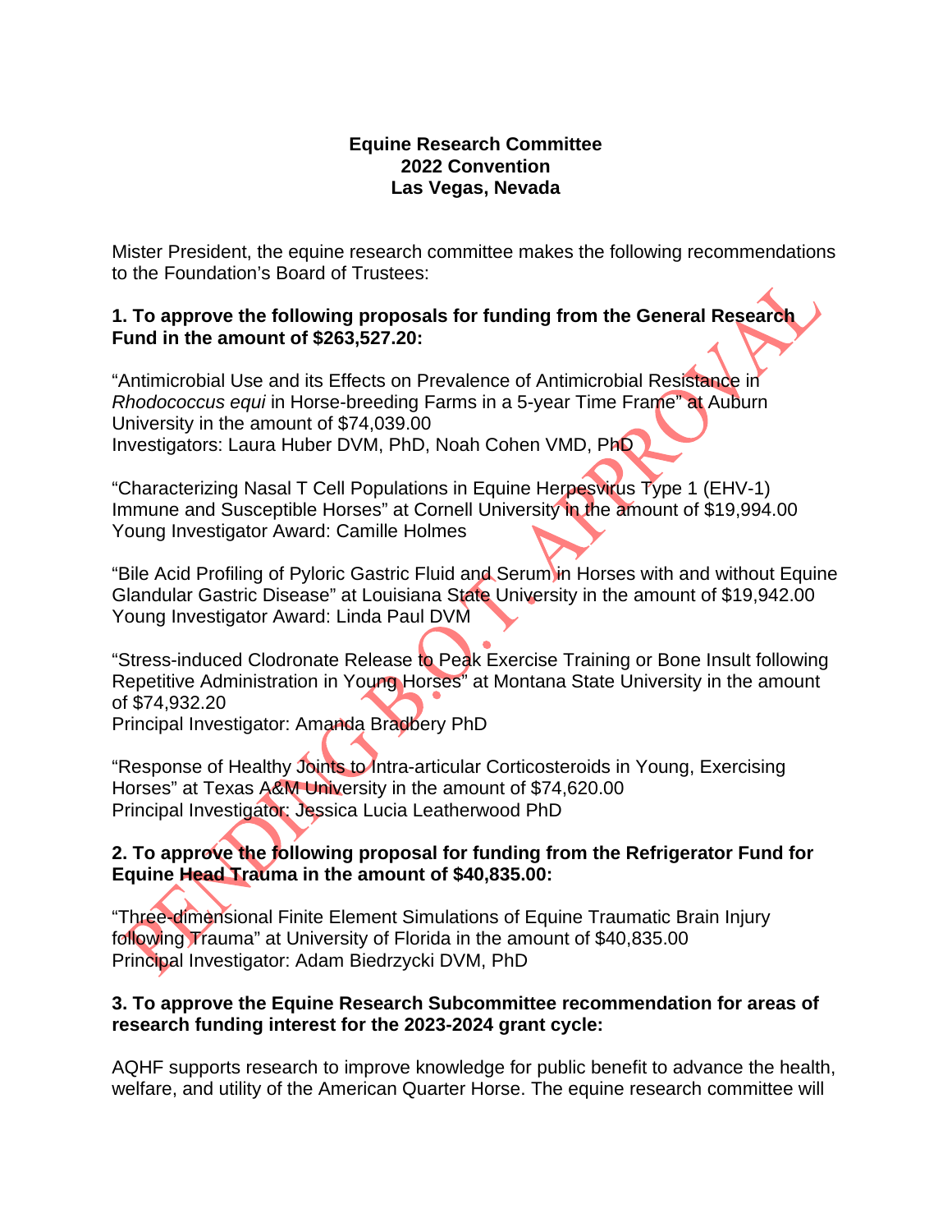**Equine Research Committee**
**2022 Convention**
**Las Vegas, Nevada**

PENDING B.O.T. APPROVAL

Mister President, the equine research committee makes the following recommendations to the Foundation's Board of Trustees:

**1. To approve the following proposals for funding from the General Research Fund in the amount of $263,527.20:**

"Antimicrobial Use and its Effects on Prevalence of Antimicrobial Resistance in *Rhodococcus equi* in Horse-breeding Farms in a 5-year Time Frame" at Auburn University in the amount of $74,039.00
Investigators: Laura Huber DVM, PhD, Noah Cohen VMD, PhD

"Characterizing Nasal T Cell Populations in Equine Herpesvirus Type 1 (EHV-1) Immune and Susceptible Horses" at Cornell University in the amount of $19,994.00
Young Investigator Award: Camille Holmes

"Bile Acid Profiling of Pyloric Gastric Fluid and Serum in Horses with and without Equine Glandular Gastric Disease" at Louisiana State University in the amount of $19,942.00
Young Investigator Award: Linda Paul DVM

"Stress-induced Clodronate Release to Peak Exercise Training or Bone Insult following Repetitive Administration in Young Horses" at Montana State University in the amount of $74,932.20
Principal Investigator: Amanda Bradbery PhD

"Response of Healthy Joints to Intra-articular Corticosteroids in Young, Exercising Horses" at Texas A&M University in the amount of $74,620.00
Principal Investigator: Jessica Lucia Leatherwood PhD

**2. To approve the following proposal for funding from the Refrigerator Fund for Equine Head Trauma in the amount of $40,835.00:**

"Three-dimensional Finite Element Simulations of Equine Traumatic Brain Injury following Trauma" at University of Florida in the amount of $40,835.00
Principal Investigator: Adam Biedrzycki DVM, PhD

**3. To approve the Equine Research Subcommittee recommendation for areas of research funding interest for the 2023-2024 grant cycle:**

AQHF supports research to improve knowledge for public benefit to advance the health, welfare, and utility of the American Quarter Horse. The equine research committee will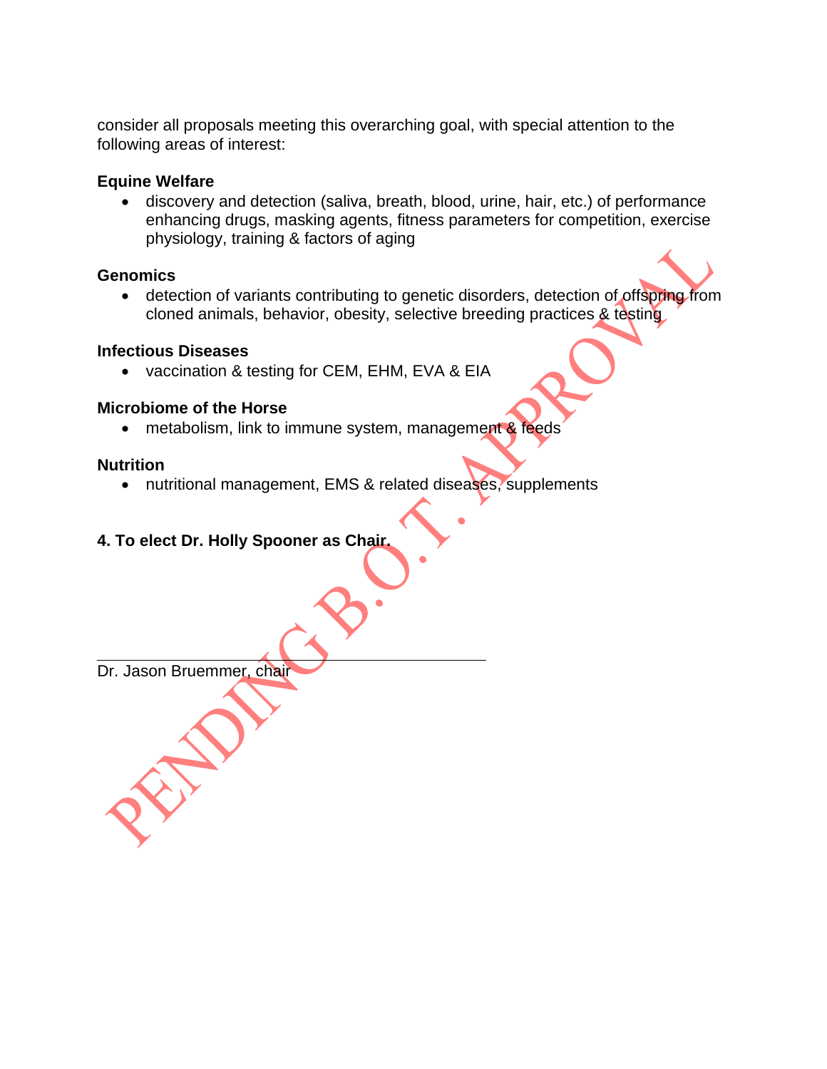consider all proposals meeting this overarching goal, with special attention to the following areas of interest:

**Equine Welfare**

- discovery and detection (saliva, breath, blood, urine, hair, etc.) of performance enhancing drugs, masking agents, fitness parameters for competition, exercise physiology, training & factors of aging

**Genomics**

- detection of variants contributing to genetic disorders, detection of offspring from cloned animals, behavior, obesity, selective breeding practices & testing

**Infectious Diseases**

- vaccination & testing for CEM, EHM, EVA & EIA

**Microbiome of the Horse**

- metabolism, link to immune system, management & feeds

**Nutrition**

- nutritional management, EMS & related diseases, supplements

**4. To elect Dr. Holly Spooner as Chair.**

\_\_\_\_\_\_\_\_\_\_\_\_\_\_\_\_\_\_\_\_\_\_\_\_\_\_\_\_\_\_\_\_\_\_\_\_\_\_\_\_

Dr. Jason Bruemmer, chair

PENDING B.O.T. APPROVAL